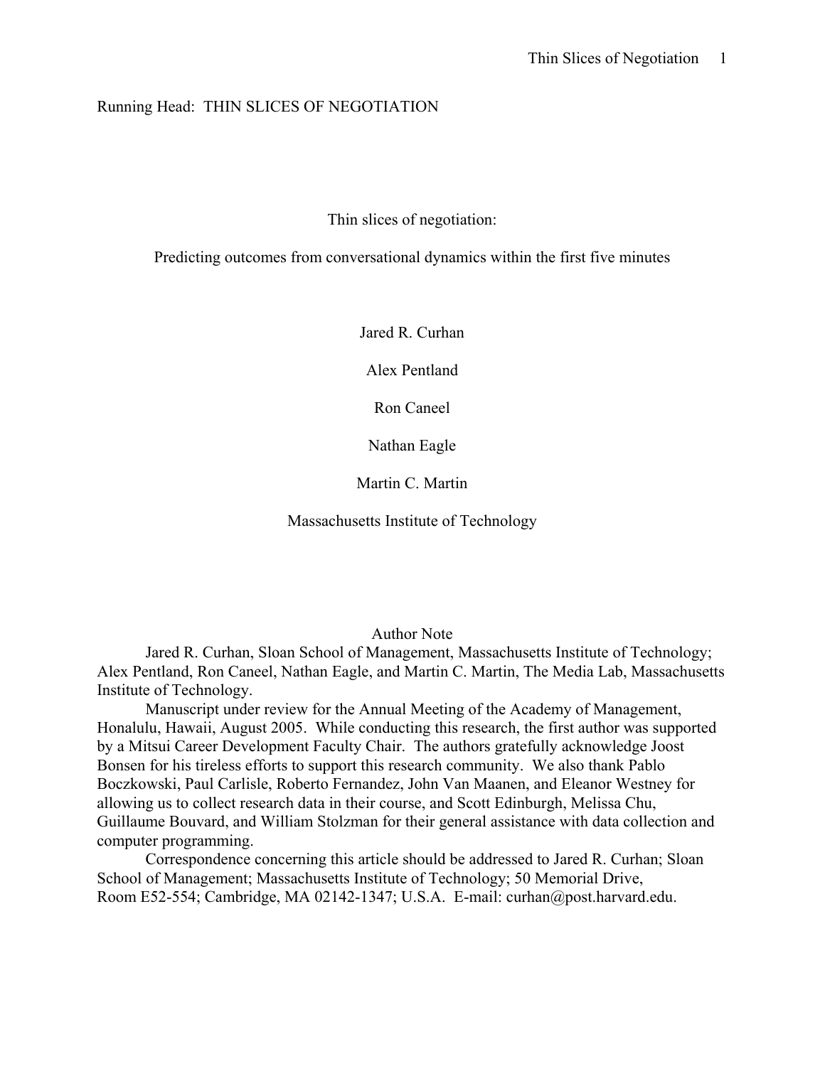Running Head: THIN SLICES OF NEGOTIATION

# Thin slices of negotiation:

## Predicting outcomes from conversational dynamics within the first five minutes

Jared R. Curhan

Alex Pentland

Ron Caneel

Nathan Eagle

Martin C. Martin

Massachusetts Institute of Technology

### Author Note

Jared R. Curhan, Sloan School of Management, Massachusetts Institute of Technology; Alex Pentland, Ron Caneel, Nathan Eagle, and Martin C. Martin, The Media Lab, Massachusetts Institute of Technology.

Manuscript under review for the Annual Meeting of the Academy of Management, Honalulu, Hawaii, August 2005. While conducting this research, the first author was supported by a Mitsui Career Development Faculty Chair. The authors gratefully acknowledge Joost Bonsen for his tireless efforts to support this research community. We also thank Pablo Boczkowski, Paul Carlisle, Roberto Fernandez, John Van Maanen, and Eleanor Westney for allowing us to collect research data in their course, and Scott Edinburgh, Melissa Chu, Guillaume Bouvard, and William Stolzman for their general assistance with data collection and computer programming.

Correspondence concerning this article should be addressed to Jared R. Curhan; Sloan School of Management; Massachusetts Institute of Technology; 50 Memorial Drive, Room E52-554; Cambridge, MA 02142-1347; U.S.A. E-mail: curhan@post.harvard.edu.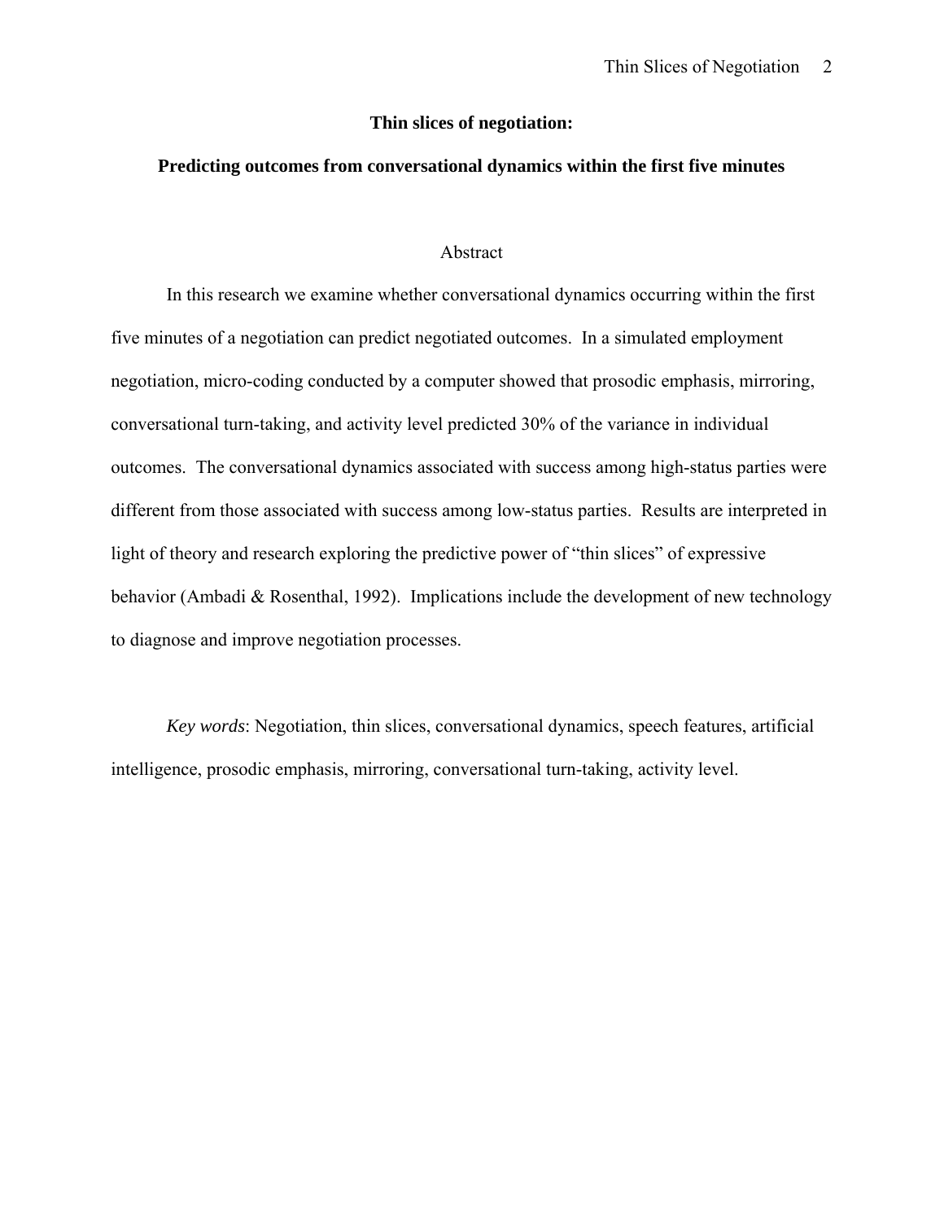# Thin slices of negotiation:

## Predicting outcomes from conversational dynamics within the first five minutes

### Abstract

In this research we examine whether conversational dynamics occurring within the first five minutes of a negotiation can predict negotiated outcomes. In a simulated employment negotiation, micro-coding conducted by a computer showed that prosodic emphasis, mirroring, conversational turn-taking, and activity level predicted 30% of the variance in individual outcomes. The conversational dynamics associated with success among high-status parties were different from those associated with success among low-status parties. Results are interpreted in light of theory and research exploring the predictive power of "thin slices" of expressive behavior (Ambadi & Rosenthal, 1992). Implications include the development of new technology to diagnose and improve negotiation processes.

*Key words*: Negotiation, thin slices, conversational dynamics, speech features, artificial intelligence, prosodic emphasis, mirroring, conversational turn-taking, activity level.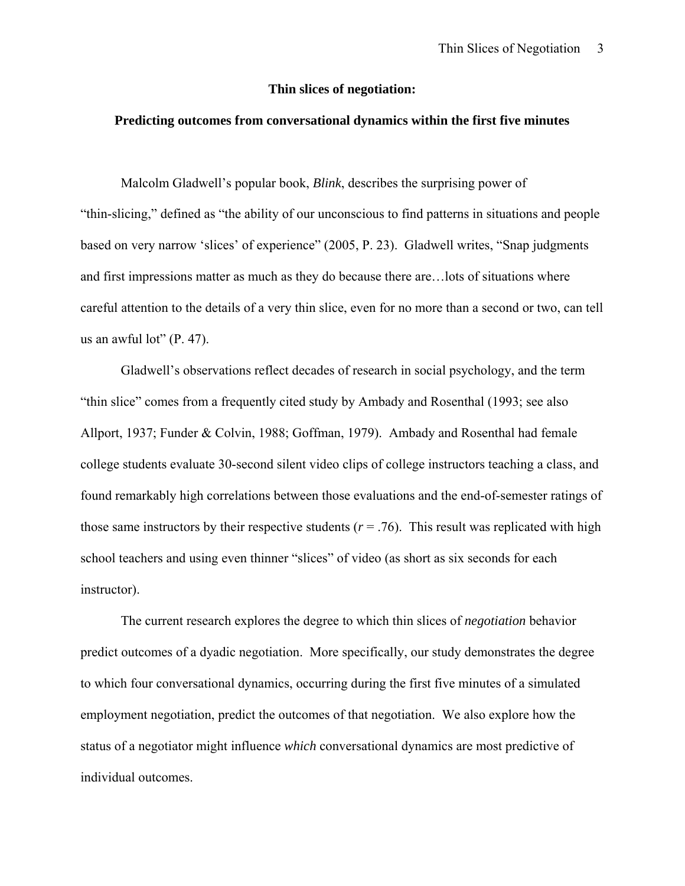**Thin slices of negotiation:**

**Predicting outcomes from conversational dynamics within the first five minutes**

Malcolm Gladwell's popular book, *Blink*, describes the surprising power of "thin-slicing," defined as "the ability of our unconscious to find patterns in situations and people based on very narrow 'slices' of experience" (2005, P. 23). Gladwell writes, "Snap judgments and first impressions matter as much as they do because there are…lots of situations where careful attention to the details of a very thin slice, even for no more than a second or two, can tell us an awful lot" (P. 47).

Gladwell's observations reflect decades of research in social psychology, and the term "thin slice" comes from a frequently cited study by Ambady and Rosenthal (1993; see also Allport, 1937; Funder & Colvin, 1988; Goffman, 1979). Ambady and Rosenthal had female college students evaluate 30-second silent video clips of college instructors teaching a class, and found remarkably high correlations between those evaluations and the end-of-semester ratings of those same instructors by their respective students ($r = .76$). This result was replicated with high school teachers and using even thinner "slices" of video (as short as six seconds for each instructor).

The current research explores the degree to which thin slices of *negotiation* behavior predict outcomes of a dyadic negotiation. More specifically, our study demonstrates the degree to which four conversational dynamics, occurring during the first five minutes of a simulated employment negotiation, predict the outcomes of that negotiation. We also explore how the status of a negotiator might influence *which* conversational dynamics are most predictive of individual outcomes.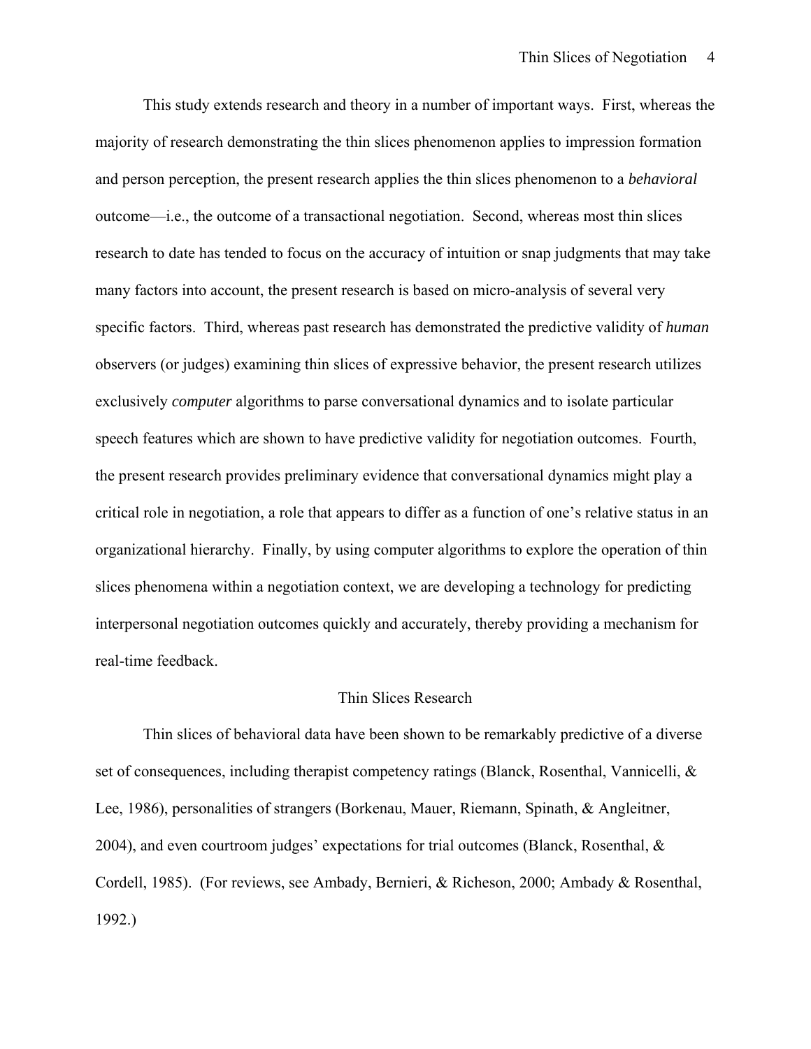This study extends research and theory in a number of important ways. First, whereas the majority of research demonstrating the thin slices phenomenon applies to impression formation and person perception, the present research applies the thin slices phenomenon to a *behavioral* outcome—i.e., the outcome of a transactional negotiation. Second, whereas most thin slices research to date has tended to focus on the accuracy of intuition or snap judgments that may take many factors into account, the present research is based on micro-analysis of several very specific factors. Third, whereas past research has demonstrated the predictive validity of *human* observers (or judges) examining thin slices of expressive behavior, the present research utilizes exclusively *computer* algorithms to parse conversational dynamics and to isolate particular speech features which are shown to have predictive validity for negotiation outcomes. Fourth, the present research provides preliminary evidence that conversational dynamics might play a critical role in negotiation, a role that appears to differ as a function of one's relative status in an organizational hierarchy. Finally, by using computer algorithms to explore the operation of thin slices phenomena within a negotiation context, we are developing a technology for predicting interpersonal negotiation outcomes quickly and accurately, thereby providing a mechanism for real-time feedback.

## Thin Slices Research

Thin slices of behavioral data have been shown to be remarkably predictive of a diverse set of consequences, including therapist competency ratings (Blanck, Rosenthal, Vannicelli, & Lee, 1986), personalities of strangers (Borkenau, Mauer, Riemann, Spinath, & Angleitner, 2004), and even courtroom judges' expectations for trial outcomes (Blanck, Rosenthal, & Cordell, 1985). (For reviews, see Ambady, Bernieri, & Richeson, 2000; Ambady & Rosenthal, 1992.)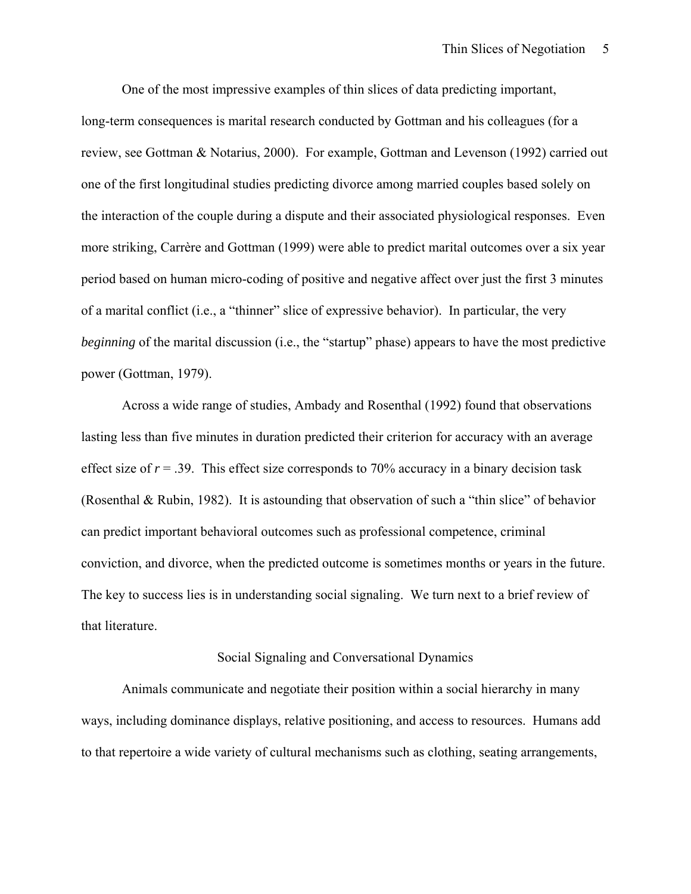One of the most impressive examples of thin slices of data predicting important, long-term consequences is marital research conducted by Gottman and his colleagues (for a review, see Gottman & Notarius, 2000). For example, Gottman and Levenson (1992) carried out one of the first longitudinal studies predicting divorce among married couples based solely on the interaction of the couple during a dispute and their associated physiological responses. Even more striking, Carrère and Gottman (1999) were able to predict marital outcomes over a six year period based on human micro-coding of positive and negative affect over just the first 3 minutes of a marital conflict (i.e., a "thinner" slice of expressive behavior). In particular, the very *beginning* of the marital discussion (i.e., the "startup" phase) appears to have the most predictive power (Gottman, 1979).

Across a wide range of studies, Ambady and Rosenthal (1992) found that observations lasting less than five minutes in duration predicted their criterion for accuracy with an average effect size of $r = .39$. This effect size corresponds to 70% accuracy in a binary decision task (Rosenthal & Rubin, 1982). It is astounding that observation of such a "thin slice" of behavior can predict important behavioral outcomes such as professional competence, criminal conviction, and divorce, when the predicted outcome is sometimes months or years in the future. The key to success lies is in understanding social signaling. We turn next to a brief review of that literature.

## Social Signaling and Conversational Dynamics

Animals communicate and negotiate their position within a social hierarchy in many ways, including dominance displays, relative positioning, and access to resources. Humans add to that repertoire a wide variety of cultural mechanisms such as clothing, seating arrangements,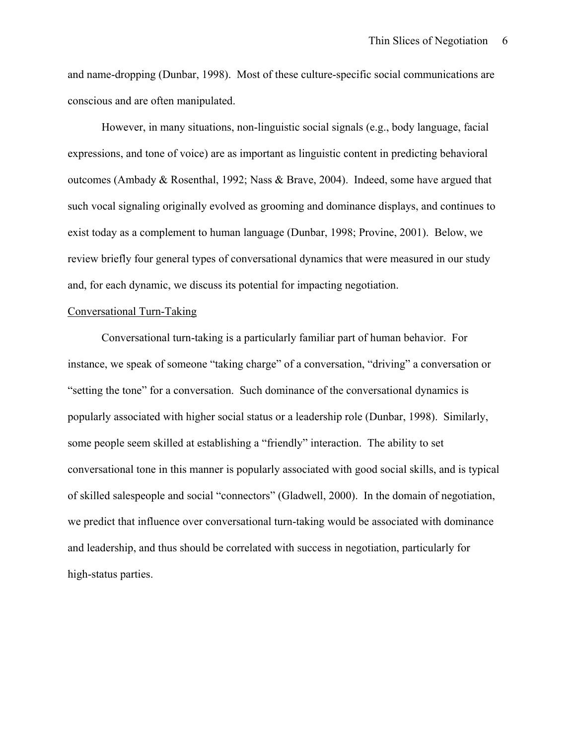and name-dropping (Dunbar, 1998). Most of these culture-specific social communications are conscious and are often manipulated.

However, in many situations, non-linguistic social signals (e.g., body language, facial expressions, and tone of voice) are as important as linguistic content in predicting behavioral outcomes (Ambady & Rosenthal, 1992; Nass & Brave, 2004). Indeed, some have argued that such vocal signaling originally evolved as grooming and dominance displays, and continues to exist today as a complement to human language (Dunbar, 1998; Provine, 2001). Below, we review briefly four general types of conversational dynamics that were measured in our study and, for each dynamic, we discuss its potential for impacting negotiation.

### Conversational Turn-Taking

Conversational turn-taking is a particularly familiar part of human behavior. For instance, we speak of someone "taking charge" of a conversation, "driving" a conversation or "setting the tone" for a conversation. Such dominance of the conversational dynamics is popularly associated with higher social status or a leadership role (Dunbar, 1998). Similarly, some people seem skilled at establishing a "friendly" interaction. The ability to set conversational tone in this manner is popularly associated with good social skills, and is typical of skilled salespeople and social "connectors" (Gladwell, 2000). In the domain of negotiation, we predict that influence over conversational turn-taking would be associated with dominance and leadership, and thus should be correlated with success in negotiation, particularly for high-status parties.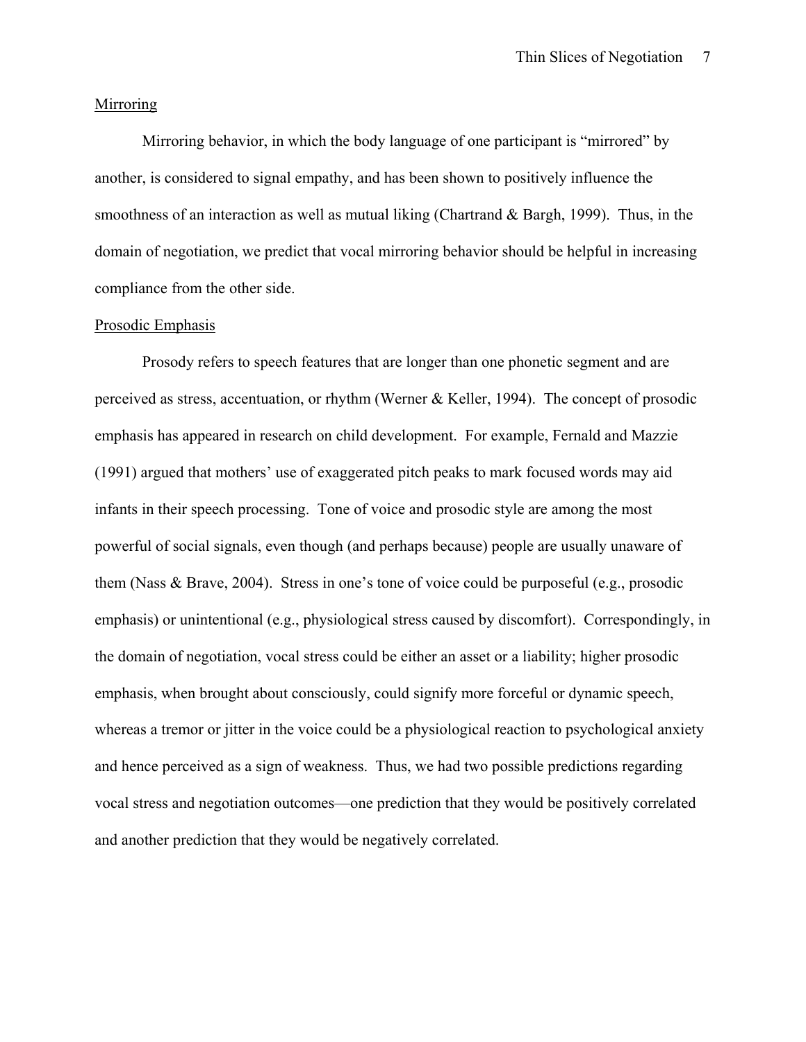## Mirroring

Mirroring behavior, in which the body language of one participant is "mirrored" by another, is considered to signal empathy, and has been shown to positively influence the smoothness of an interaction as well as mutual liking (Chartrand & Bargh, 1999). Thus, in the domain of negotiation, we predict that vocal mirroring behavior should be helpful in increasing compliance from the other side.

## Prosodic Emphasis

Prosody refers to speech features that are longer than one phonetic segment and are perceived as stress, accentuation, or rhythm (Werner & Keller, 1994). The concept of prosodic emphasis has appeared in research on child development. For example, Fernald and Mazzie (1991) argued that mothers' use of exaggerated pitch peaks to mark focused words may aid infants in their speech processing. Tone of voice and prosodic style are among the most powerful of social signals, even though (and perhaps because) people are usually unaware of them (Nass & Brave, 2004). Stress in one's tone of voice could be purposeful (e.g., prosodic emphasis) or unintentional (e.g., physiological stress caused by discomfort). Correspondingly, in the domain of negotiation, vocal stress could be either an asset or a liability; higher prosodic emphasis, when brought about consciously, could signify more forceful or dynamic speech, whereas a tremor or jitter in the voice could be a physiological reaction to psychological anxiety and hence perceived as a sign of weakness. Thus, we had two possible predictions regarding vocal stress and negotiation outcomes—one prediction that they would be positively correlated and another prediction that they would be negatively correlated.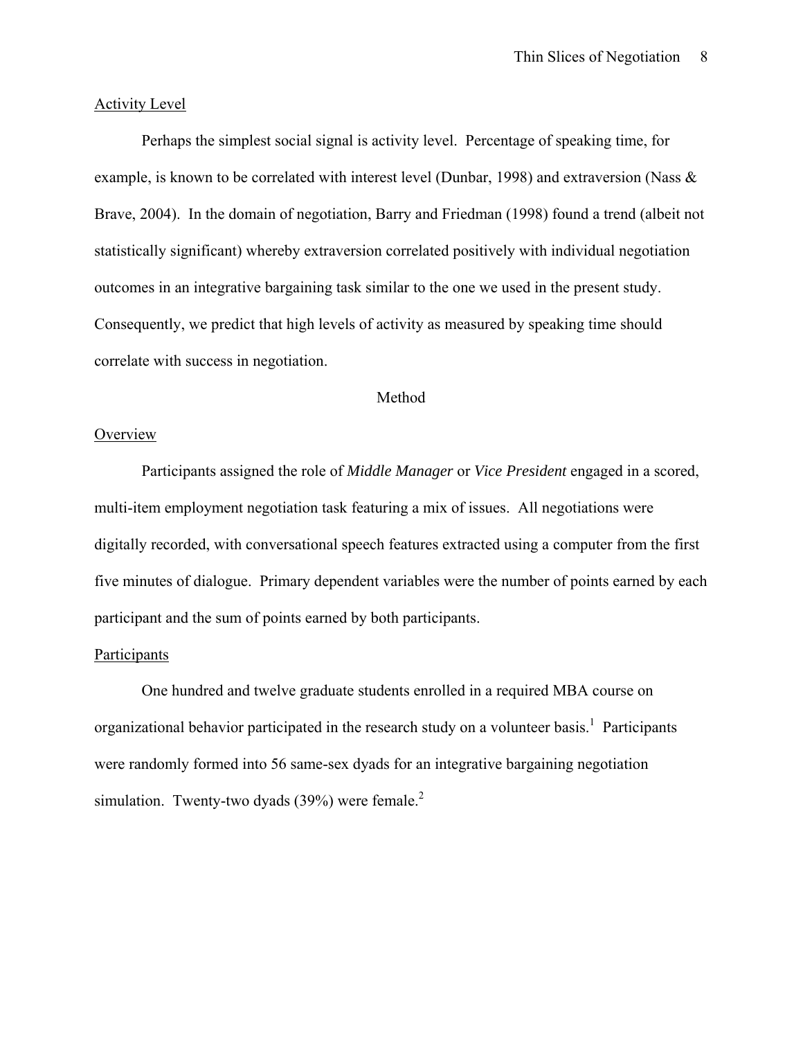### Activity Level

Perhaps the simplest social signal is activity level. Percentage of speaking time, for example, is known to be correlated with interest level (Dunbar, 1998) and extraversion (Nass & Brave, 2004). In the domain of negotiation, Barry and Friedman (1998) found a trend (albeit not statistically significant) whereby extraversion correlated positively with individual negotiation outcomes in an integrative bargaining task similar to the one we used in the present study. Consequently, we predict that high levels of activity as measured by speaking time should correlate with success in negotiation.

## Method

### Overview

Participants assigned the role of *Middle Manager* or *Vice President* engaged in a scored, multi-item employment negotiation task featuring a mix of issues. All negotiations were digitally recorded, with conversational speech features extracted using a computer from the first five minutes of dialogue. Primary dependent variables were the number of points earned by each participant and the sum of points earned by both participants.

### Participants

One hundred and twelve graduate students enrolled in a required MBA course on organizational behavior participated in the research study on a volunteer basis.[1] Participants were randomly formed into 56 same-sex dyads for an integrative bargaining negotiation simulation. Twenty-two dyads (39%) were female.[2]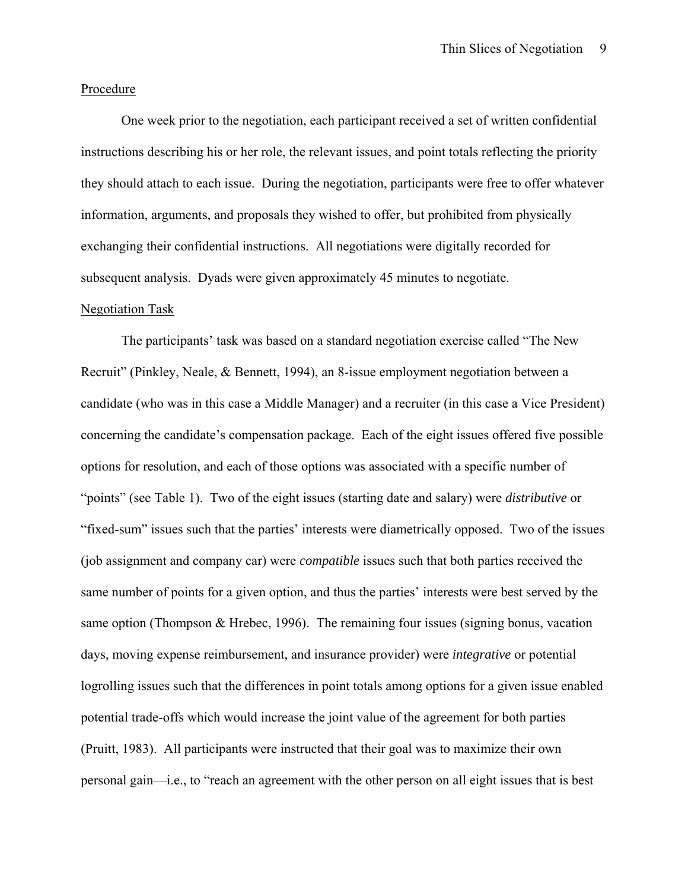Procedure

One week prior to the negotiation, each participant received a set of written confidential instructions describing his or her role, the relevant issues, and point totals reflecting the priority they should attach to each issue. During the negotiation, participants were free to offer whatever information, arguments, and proposals they wished to offer, but prohibited from physically exchanging their confidential instructions. All negotiations were digitally recorded for subsequent analysis. Dyads were given approximately 45 minutes to negotiate.

Negotiation Task

The participants' task was based on a standard negotiation exercise called "The New Recruit" (Pinkley, Neale, & Bennett, 1994), an 8-issue employment negotiation between a candidate (who was in this case a Middle Manager) and a recruiter (in this case a Vice President) concerning the candidate's compensation package. Each of the eight issues offered five possible options for resolution, and each of those options was associated with a specific number of "points" (see Table 1). Two of the eight issues (starting date and salary) were *distributive* or "fixed-sum" issues such that the parties' interests were diametrically opposed. Two of the issues (job assignment and company car) were *compatible* issues such that both parties received the same number of points for a given option, and thus the parties' interests were best served by the same option (Thompson & Hrebec, 1996). The remaining four issues (signing bonus, vacation days, moving expense reimbursement, and insurance provider) were *integrative* or potential logrolling issues such that the differences in point totals among options for a given issue enabled potential trade-offs which would increase the joint value of the agreement for both parties (Pruitt, 1983). All participants were instructed that their goal was to maximize their own personal gain—i.e., to "reach an agreement with the other person on all eight issues that is best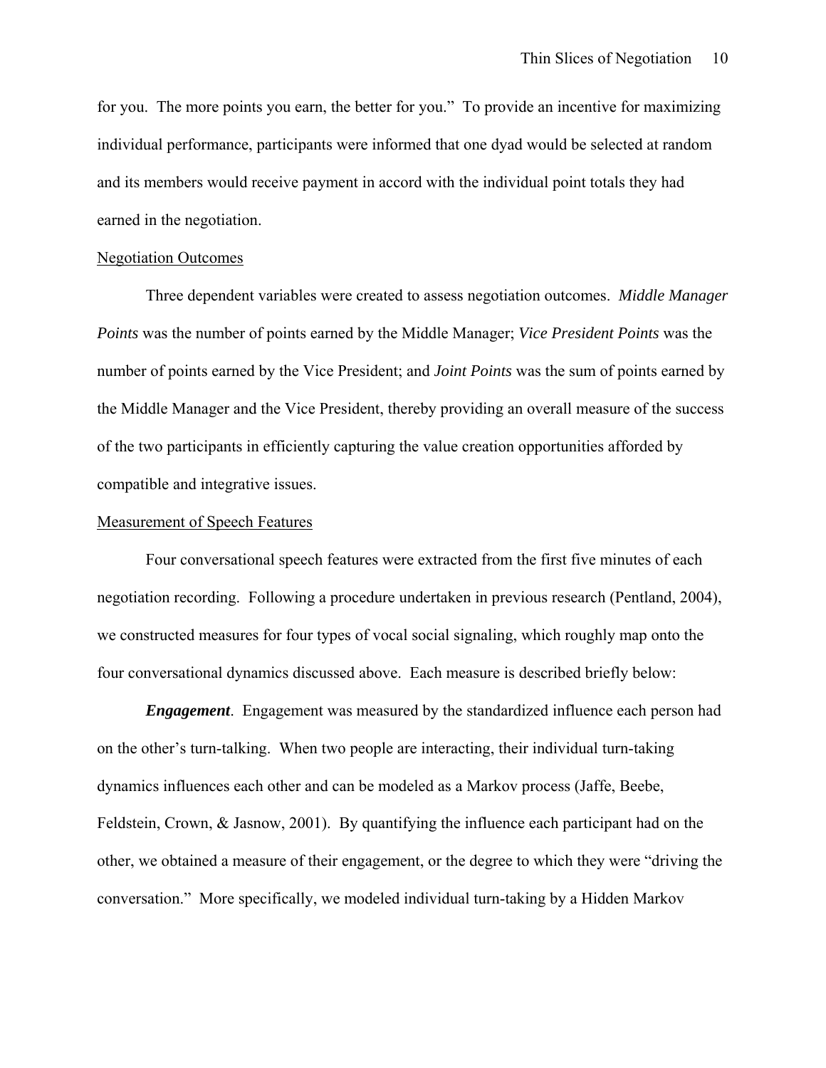for you. The more points you earn, the better for you." To provide an incentive for maximizing individual performance, participants were informed that one dyad would be selected at random and its members would receive payment in accord with the individual point totals they had earned in the negotiation.

## Negotiation Outcomes

Three dependent variables were created to assess negotiation outcomes. *Middle Manager Points* was the number of points earned by the Middle Manager; *Vice President Points* was the number of points earned by the Vice President; and *Joint Points* was the sum of points earned by the Middle Manager and the Vice President, thereby providing an overall measure of the success of the two participants in efficiently capturing the value creation opportunities afforded by compatible and integrative issues.

## Measurement of Speech Features

Four conversational speech features were extracted from the first five minutes of each negotiation recording. Following a procedure undertaken in previous research (Pentland, 2004), we constructed measures for four types of vocal social signaling, which roughly map onto the four conversational dynamics discussed above. Each measure is described briefly below:

***Engagement***. Engagement was measured by the standardized influence each person had on the other's turn-talking. When two people are interacting, their individual turn-taking dynamics influences each other and can be modeled as a Markov process (Jaffe, Beebe, Feldstein, Crown, & Jasnow, 2001). By quantifying the influence each participant had on the other, we obtained a measure of their engagement, or the degree to which they were "driving the conversation." More specifically, we modeled individual turn-taking by a Hidden Markov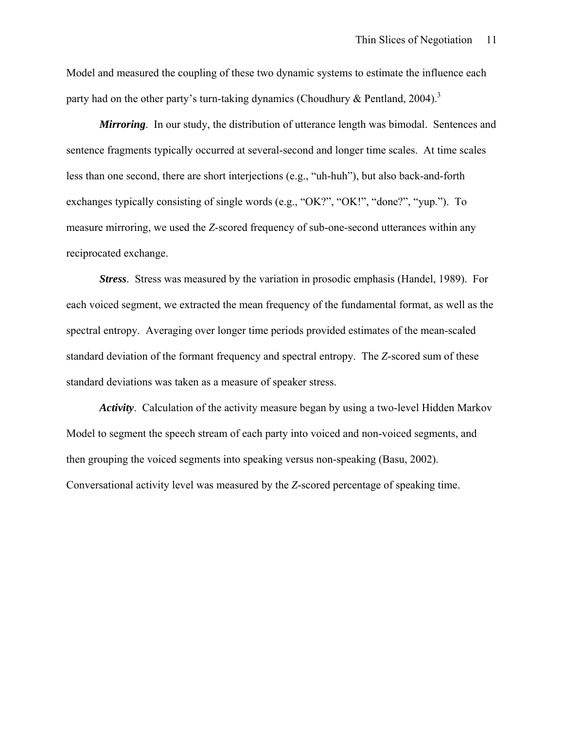Model and measured the coupling of these two dynamic systems to estimate the influence each party had on the other party's turn-taking dynamics (Choudhury & Pentland, 2004).[3]

***Mirroring***. In our study, the distribution of utterance length was bimodal. Sentences and sentence fragments typically occurred at several-second and longer time scales. At time scales less than one second, there are short interjections (e.g., "uh-huh"), but also back-and-forth exchanges typically consisting of single words (e.g., "OK?", "OK!", "done?", "yup."). To measure mirroring, we used the *Z*-scored frequency of sub-one-second utterances within any reciprocated exchange.

***Stress***. Stress was measured by the variation in prosodic emphasis (Handel, 1989). For each voiced segment, we extracted the mean frequency of the fundamental format, as well as the spectral entropy. Averaging over longer time periods provided estimates of the mean-scaled standard deviation of the formant frequency and spectral entropy. The *Z*-scored sum of these standard deviations was taken as a measure of speaker stress.

***Activity***. Calculation of the activity measure began by using a two-level Hidden Markov Model to segment the speech stream of each party into voiced and non-voiced segments, and then grouping the voiced segments into speaking versus non-speaking (Basu, 2002). Conversational activity level was measured by the *Z*-scored percentage of speaking time.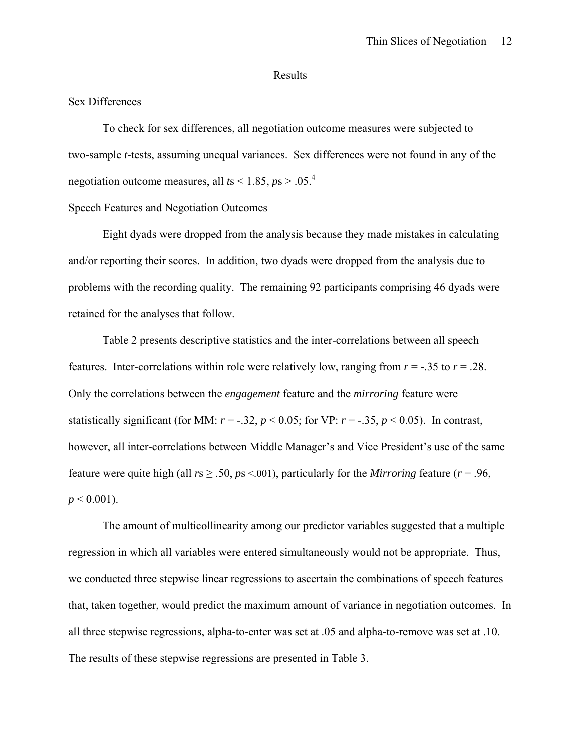## Results

### Sex Differences

To check for sex differences, all negotiation outcome measures were subjected to two-sample *t*-tests, assuming unequal variances. Sex differences were not found in any of the negotiation outcome measures, all $t$s $< 1.85$, $p$s $> .05$.[4]

### Speech Features and Negotiation Outcomes

Eight dyads were dropped from the analysis because they made mistakes in calculating and/or reporting their scores. In addition, two dyads were dropped from the analysis due to problems with the recording quality. The remaining 92 participants comprising 46 dyads were retained for the analyses that follow.

Table 2 presents descriptive statistics and the inter-correlations between all speech features. Inter-correlations within role were relatively low, ranging from $r = -.35$ to $r = .28$. Only the correlations between the *engagement* feature and the *mirroring* feature were statistically significant (for MM: $r = -.32$, $p < 0.05$; for VP: $r = -.35$, $p < 0.05$). In contrast, however, all inter-correlations between Middle Manager's and Vice President's use of the same feature were quite high (all $r$s $\geq .50$, $p$s $<.001$), particularly for the *Mirroring* feature ($r = .96$, $p < 0.001$).

The amount of multicollinearity among our predictor variables suggested that a multiple regression in which all variables were entered simultaneously would not be appropriate. Thus, we conducted three stepwise linear regressions to ascertain the combinations of speech features that, taken together, would predict the maximum amount of variance in negotiation outcomes. In all three stepwise regressions, alpha-to-enter was set at .05 and alpha-to-remove was set at .10. The results of these stepwise regressions are presented in Table 3.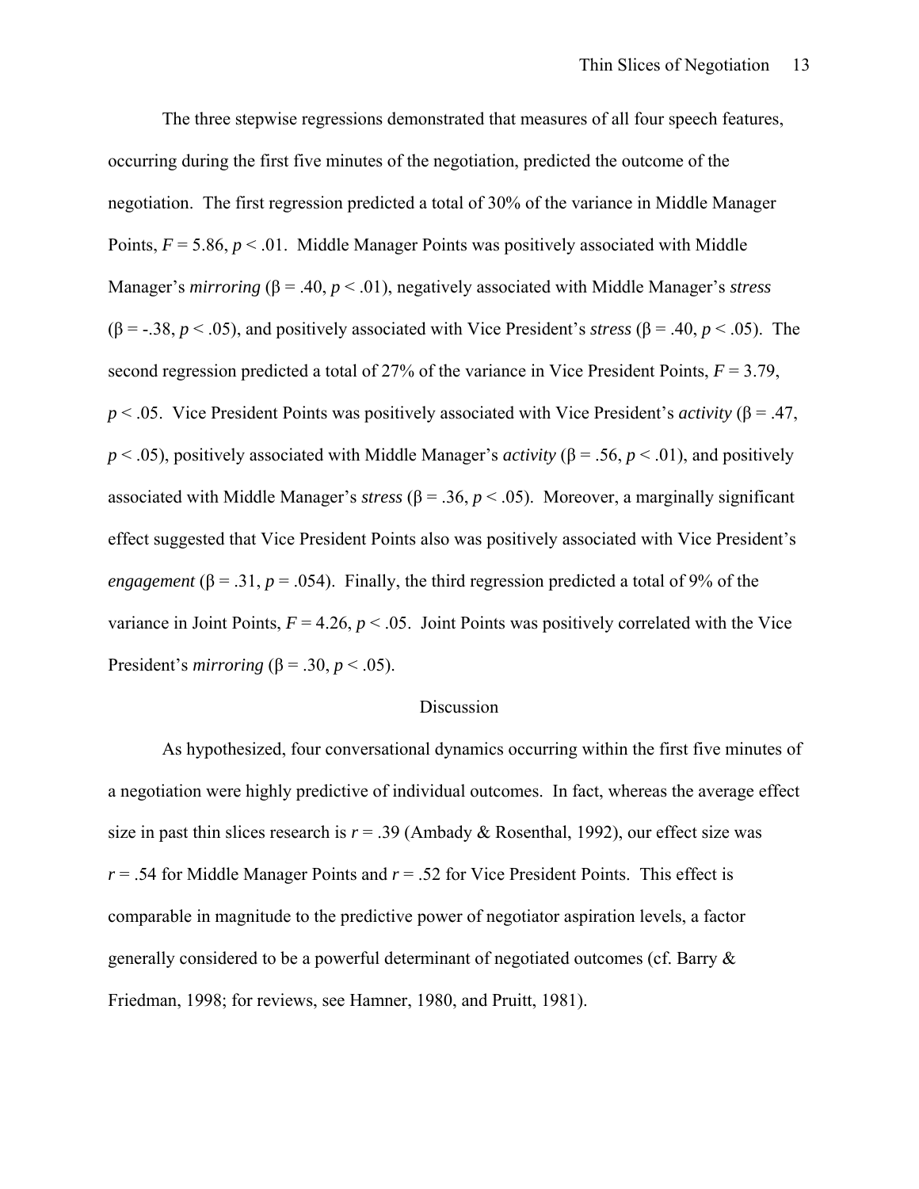The three stepwise regressions demonstrated that measures of all four speech features, occurring during the first five minutes of the negotiation, predicted the outcome of the negotiation. The first regression predicted a total of 30% of the variance in Middle Manager Points, $F = 5.86$, $p < .01$. Middle Manager Points was positively associated with Middle Manager's *mirroring* ($\beta = .40$, $p < .01$), negatively associated with Middle Manager's *stress* ($\beta = -.38$, $p < .05$), and positively associated with Vice President's *stress* ($\beta = .40$, $p < .05$). The second regression predicted a total of 27% of the variance in Vice President Points, $F = 3.79$, $p < .05$. Vice President Points was positively associated with Vice President's *activity* ($\beta = .47$, $p < .05$), positively associated with Middle Manager's *activity* ($\beta = .56$, $p < .01$), and positively associated with Middle Manager's *stress* ($\beta = .36$, $p < .05$). Moreover, a marginally significant effect suggested that Vice President Points also was positively associated with Vice President's *engagement* ($\beta = .31$, $p = .054$). Finally, the third regression predicted a total of 9% of the variance in Joint Points, $F = 4.26$, $p < .05$. Joint Points was positively correlated with the Vice President's *mirroring* ($\beta = .30$, $p < .05$).

## Discussion

As hypothesized, four conversational dynamics occurring within the first five minutes of a negotiation were highly predictive of individual outcomes. In fact, whereas the average effect size in past thin slices research is $r = .39$ (Ambady & Rosenthal, 1992), our effect size was $r = .54$ for Middle Manager Points and $r = .52$ for Vice President Points. This effect is comparable in magnitude to the predictive power of negotiator aspiration levels, a factor generally considered to be a powerful determinant of negotiated outcomes (cf. Barry & Friedman, 1998; for reviews, see Hamner, 1980, and Pruitt, 1981).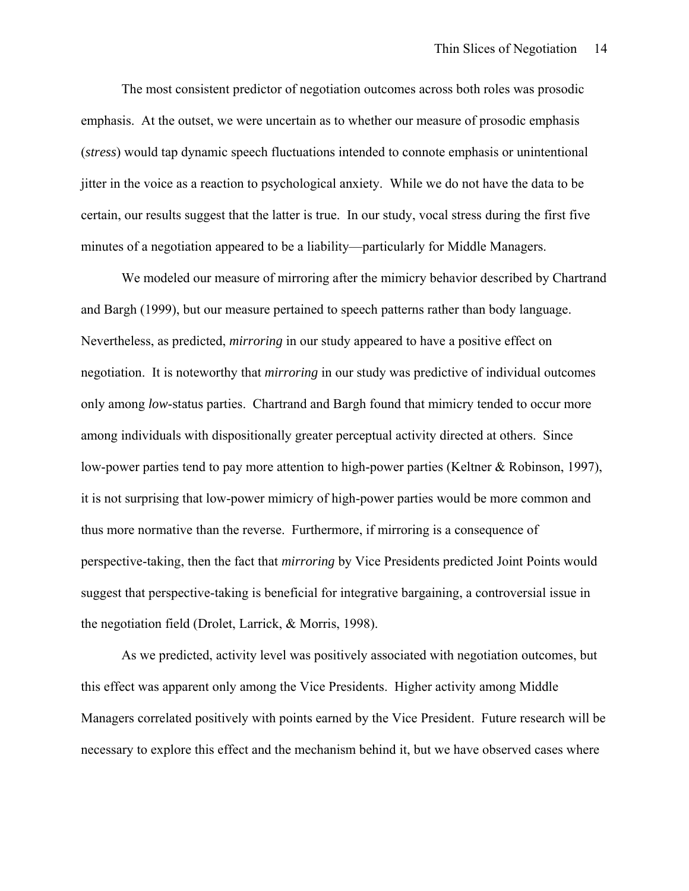The most consistent predictor of negotiation outcomes across both roles was prosodic emphasis. At the outset, we were uncertain as to whether our measure of prosodic emphasis (*stress*) would tap dynamic speech fluctuations intended to connote emphasis or unintentional jitter in the voice as a reaction to psychological anxiety. While we do not have the data to be certain, our results suggest that the latter is true. In our study, vocal stress during the first five minutes of a negotiation appeared to be a liability—particularly for Middle Managers.

We modeled our measure of mirroring after the mimicry behavior described by Chartrand and Bargh (1999), but our measure pertained to speech patterns rather than body language. Nevertheless, as predicted, *mirroring* in our study appeared to have a positive effect on negotiation. It is noteworthy that *mirroring* in our study was predictive of individual outcomes only among *low*-status parties. Chartrand and Bargh found that mimicry tended to occur more among individuals with dispositionally greater perceptual activity directed at others. Since low-power parties tend to pay more attention to high-power parties (Keltner & Robinson, 1997), it is not surprising that low-power mimicry of high-power parties would be more common and thus more normative than the reverse. Furthermore, if mirroring is a consequence of perspective-taking, then the fact that *mirroring* by Vice Presidents predicted Joint Points would suggest that perspective-taking is beneficial for integrative bargaining, a controversial issue in the negotiation field (Drolet, Larrick, & Morris, 1998).

As we predicted, activity level was positively associated with negotiation outcomes, but this effect was apparent only among the Vice Presidents. Higher activity among Middle Managers correlated positively with points earned by the Vice President. Future research will be necessary to explore this effect and the mechanism behind it, but we have observed cases where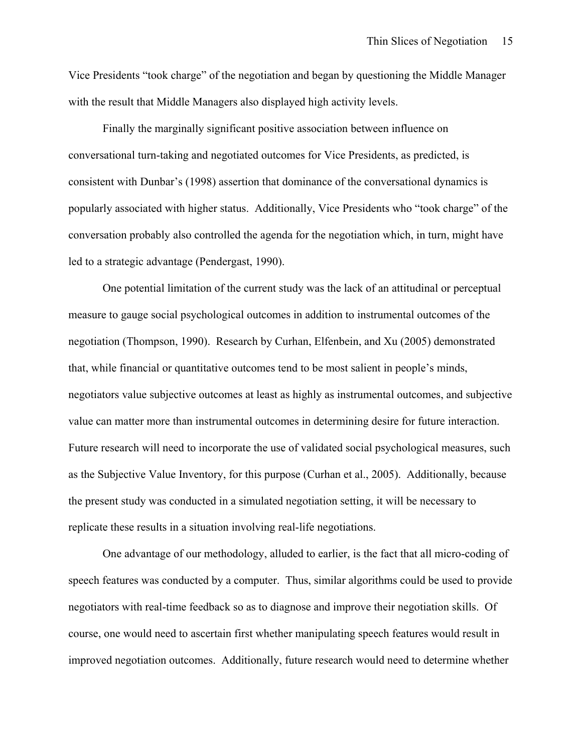Vice Presidents "took charge" of the negotiation and began by questioning the Middle Manager with the result that Middle Managers also displayed high activity levels.

Finally the marginally significant positive association between influence on conversational turn-taking and negotiated outcomes for Vice Presidents, as predicted, is consistent with Dunbar's (1998) assertion that dominance of the conversational dynamics is popularly associated with higher status. Additionally, Vice Presidents who "took charge" of the conversation probably also controlled the agenda for the negotiation which, in turn, might have led to a strategic advantage (Pendergast, 1990).

One potential limitation of the current study was the lack of an attitudinal or perceptual measure to gauge social psychological outcomes in addition to instrumental outcomes of the negotiation (Thompson, 1990). Research by Curhan, Elfenbein, and Xu (2005) demonstrated that, while financial or quantitative outcomes tend to be most salient in people's minds, negotiators value subjective outcomes at least as highly as instrumental outcomes, and subjective value can matter more than instrumental outcomes in determining desire for future interaction. Future research will need to incorporate the use of validated social psychological measures, such as the Subjective Value Inventory, for this purpose (Curhan et al., 2005). Additionally, because the present study was conducted in a simulated negotiation setting, it will be necessary to replicate these results in a situation involving real-life negotiations.

One advantage of our methodology, alluded to earlier, is the fact that all micro-coding of speech features was conducted by a computer. Thus, similar algorithms could be used to provide negotiators with real-time feedback so as to diagnose and improve their negotiation skills. Of course, one would need to ascertain first whether manipulating speech features would result in improved negotiation outcomes. Additionally, future research would need to determine whether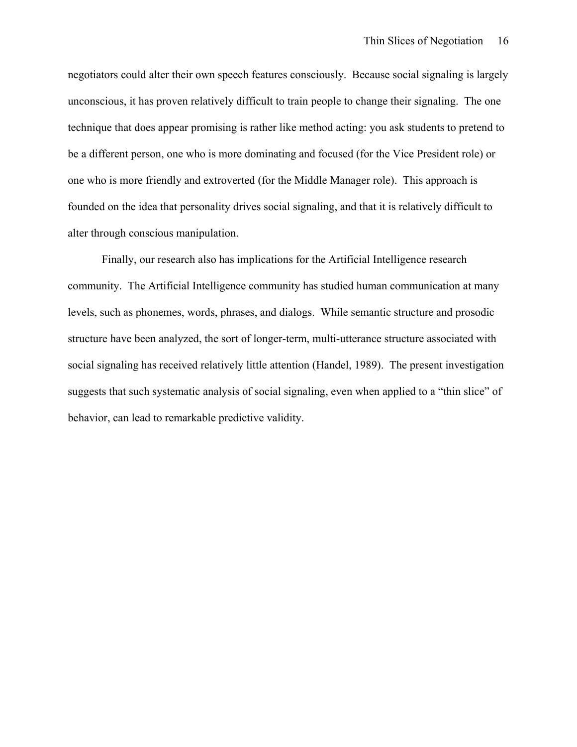negotiators could alter their own speech features consciously. Because social signaling is largely unconscious, it has proven relatively difficult to train people to change their signaling. The one technique that does appear promising is rather like method acting: you ask students to pretend to be a different person, one who is more dominating and focused (for the Vice President role) or one who is more friendly and extroverted (for the Middle Manager role). This approach is founded on the idea that personality drives social signaling, and that it is relatively difficult to alter through conscious manipulation.

Finally, our research also has implications for the Artificial Intelligence research community. The Artificial Intelligence community has studied human communication at many levels, such as phonemes, words, phrases, and dialogs. While semantic structure and prosodic structure have been analyzed, the sort of longer-term, multi-utterance structure associated with social signaling has received relatively little attention (Handel, 1989). The present investigation suggests that such systematic analysis of social signaling, even when applied to a "thin slice" of behavior, can lead to remarkable predictive validity.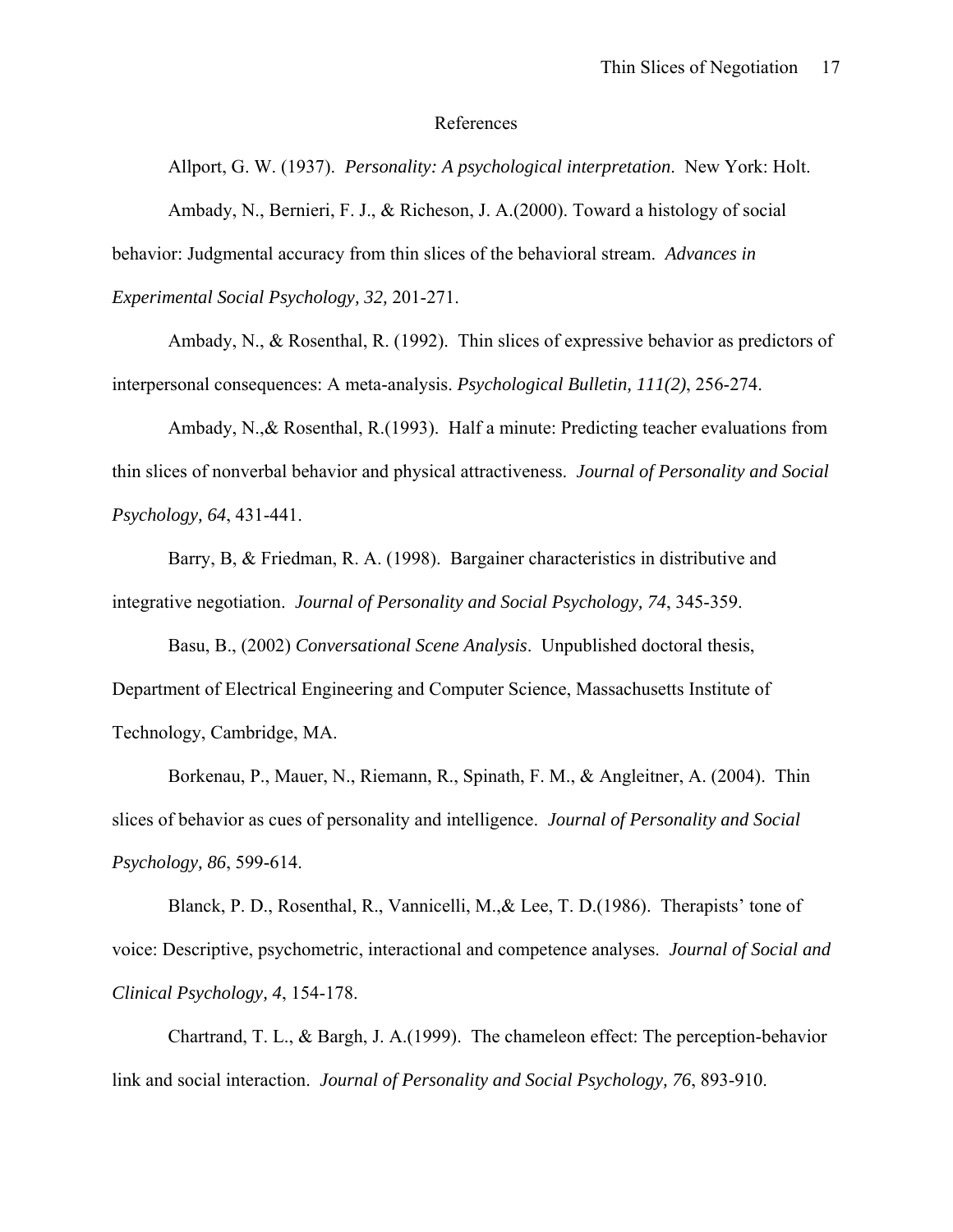# References

Allport, G. W. (1937). *Personality: A psychological interpretation*. New York: Holt.

Ambady, N., Bernieri, F. J., & Richeson, J. A.(2000). Toward a histology of social behavior: Judgmental accuracy from thin slices of the behavioral stream. *Advances in Experimental Social Psychology, 32,* 201-271.

Ambady, N., & Rosenthal, R. (1992). Thin slices of expressive behavior as predictors of interpersonal consequences: A meta-analysis. *Psychological Bulletin, 111(2)*, 256-274.

Ambady, N.,& Rosenthal, R.(1993). Half a minute: Predicting teacher evaluations from thin slices of nonverbal behavior and physical attractiveness. *Journal of Personality and Social Psychology, 64*, 431-441.

Barry, B, & Friedman, R. A. (1998). Bargainer characteristics in distributive and integrative negotiation. *Journal of Personality and Social Psychology, 74*, 345-359.

Basu, B., (2002) *Conversational Scene Analysis*. Unpublished doctoral thesis, Department of Electrical Engineering and Computer Science, Massachusetts Institute of Technology, Cambridge, MA.

Borkenau, P., Mauer, N., Riemann, R., Spinath, F. M., & Angleitner, A. (2004). Thin slices of behavior as cues of personality and intelligence. *Journal of Personality and Social Psychology, 86*, 599-614.

Blanck, P. D., Rosenthal, R., Vannicelli, M.,& Lee, T. D.(1986). Therapists' tone of voice: Descriptive, psychometric, interactional and competence analyses. *Journal of Social and Clinical Psychology, 4*, 154-178.

Chartrand, T. L., & Bargh, J. A.(1999). The chameleon effect: The perception-behavior link and social interaction. *Journal of Personality and Social Psychology, 76*, 893-910.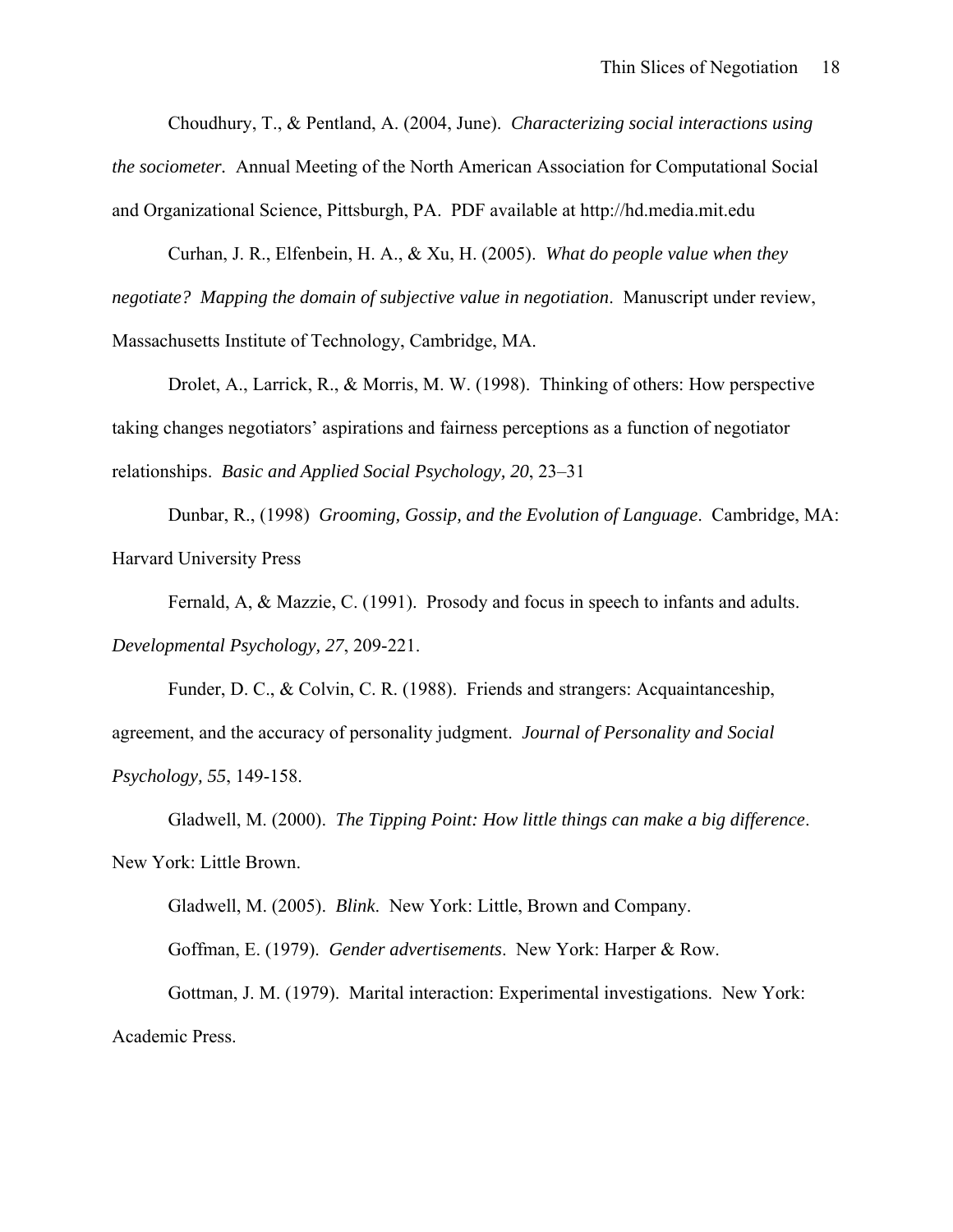Choudhury, T., & Pentland, A. (2004, June). *Characterizing social interactions using the sociometer.* Annual Meeting of the North American Association for Computational Social and Organizational Science, Pittsburgh, PA. PDF available at http://hd.media.mit.edu

Curhan, J. R., Elfenbein, H. A., & Xu, H. (2005). *What do people value when they negotiate? Mapping the domain of subjective value in negotiation*. Manuscript under review, Massachusetts Institute of Technology, Cambridge, MA.

Drolet, A., Larrick, R., & Morris, M. W. (1998). Thinking of others: How perspective taking changes negotiators' aspirations and fairness perceptions as a function of negotiator relationships. *Basic and Applied Social Psychology, 20*, 23–31

Dunbar, R., (1998) *Grooming, Gossip, and the Evolution of Language*. Cambridge, MA: Harvard University Press

Fernald, A, & Mazzie, C. (1991). Prosody and focus in speech to infants and adults. *Developmental Psychology, 27*, 209-221.

Funder, D. C., & Colvin, C. R. (1988). Friends and strangers: Acquaintanceship, agreement, and the accuracy of personality judgment. *Journal of Personality and Social Psychology, 55*, 149-158.

Gladwell, M. (2000). *The Tipping Point: How little things can make a big difference*. New York: Little Brown.

Gladwell, M. (2005). *Blink*. New York: Little, Brown and Company.

Goffman, E. (1979). *Gender advertisements*. New York: Harper & Row.

Gottman, J. M. (1979). Marital interaction: Experimental investigations. New York: Academic Press.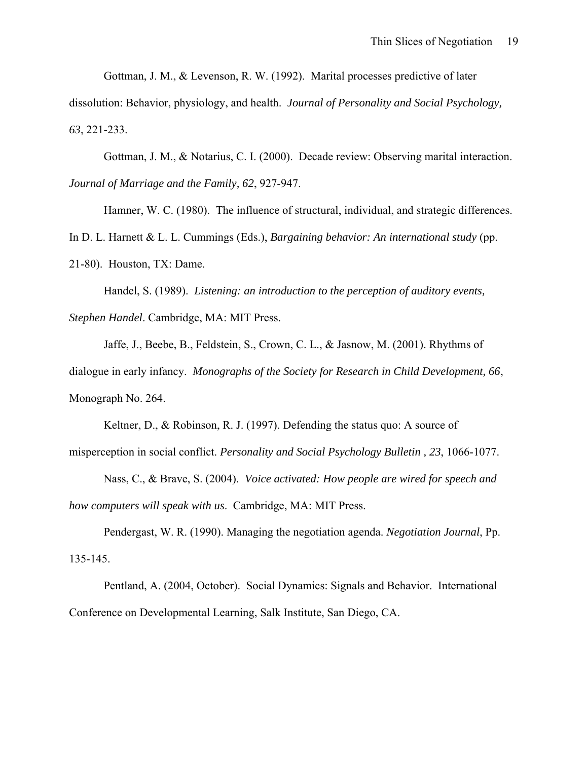Gottman, J. M., & Levenson, R. W. (1992). Marital processes predictive of later dissolution: Behavior, physiology, and health. *Journal of Personality and Social Psychology, 63*, 221-233.

Gottman, J. M., & Notarius, C. I. (2000). Decade review: Observing marital interaction. *Journal of Marriage and the Family, 62*, 927-947.

Hamner, W. C. (1980). The influence of structural, individual, and strategic differences. In D. L. Harnett & L. L. Cummings (Eds.), *Bargaining behavior: An international study* (pp. 21-80). Houston, TX: Dame.

Handel, S. (1989). *Listening: an introduction to the perception of auditory events, Stephen Handel*. Cambridge, MA: MIT Press.

Jaffe, J., Beebe, B., Feldstein, S., Crown, C. L., & Jasnow, M. (2001). Rhythms of dialogue in early infancy. *Monographs of the Society for Research in Child Development, 66*, Monograph No. 264.

Keltner, D., & Robinson, R. J. (1997). Defending the status quo: A source of misperception in social conflict. *Personality and Social Psychology Bulletin , 23*, 1066-1077.

Nass, C., & Brave, S. (2004). *Voice activated: How people are wired for speech and how computers will speak with us*. Cambridge, MA: MIT Press.

Pendergast, W. R. (1990). Managing the negotiation agenda. *Negotiation Journal*, Pp. 135-145.

Pentland, A. (2004, October). Social Dynamics: Signals and Behavior. International Conference on Developmental Learning, Salk Institute, San Diego, CA.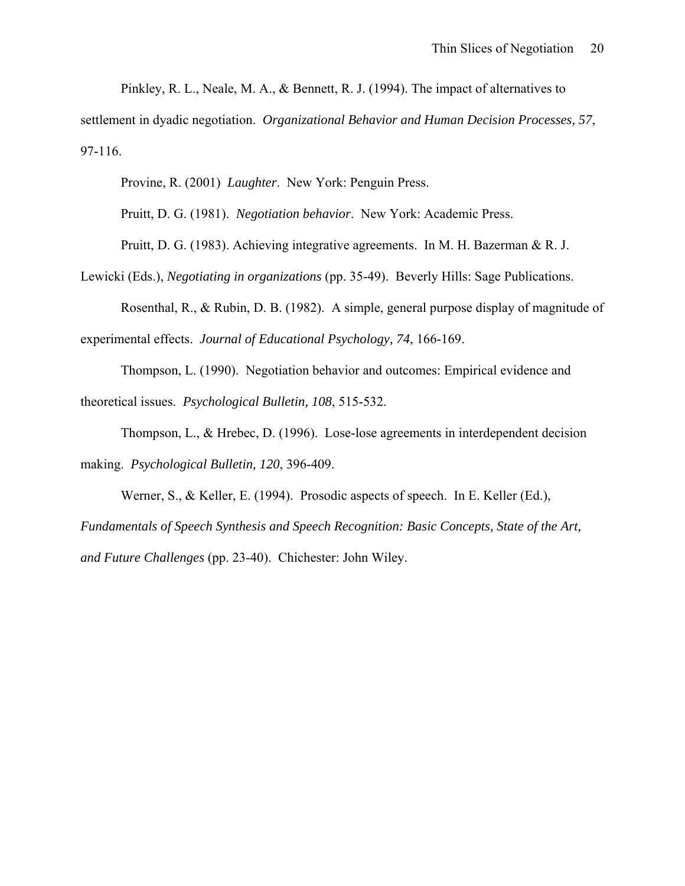Pinkley, R. L., Neale, M. A., & Bennett, R. J. (1994). The impact of alternatives to settlement in dyadic negotiation. *Organizational Behavior and Human Decision Processes, 57*, 97-116.

Provine, R. (2001) *Laughter*. New York: Penguin Press.

Pruitt, D. G. (1981). *Negotiation behavior*. New York: Academic Press.

Pruitt, D. G. (1983). Achieving integrative agreements. In M. H. Bazerman & R. J. Lewicki (Eds.), *Negotiating in organizations* (pp. 35-49). Beverly Hills: Sage Publications.

Rosenthal, R., & Rubin, D. B. (1982). A simple, general purpose display of magnitude of experimental effects. *Journal of Educational Psychology, 74*, 166-169.

Thompson, L. (1990). Negotiation behavior and outcomes: Empirical evidence and theoretical issues. *Psychological Bulletin, 108*, 515-532.

Thompson, L., & Hrebec, D. (1996). Lose-lose agreements in interdependent decision making. *Psychological Bulletin, 120*, 396-409.

Werner, S., & Keller, E. (1994). Prosodic aspects of speech. In E. Keller (Ed.), *Fundamentals of Speech Synthesis and Speech Recognition: Basic Concepts, State of the Art, and Future Challenges* (pp. 23-40). Chichester: John Wiley.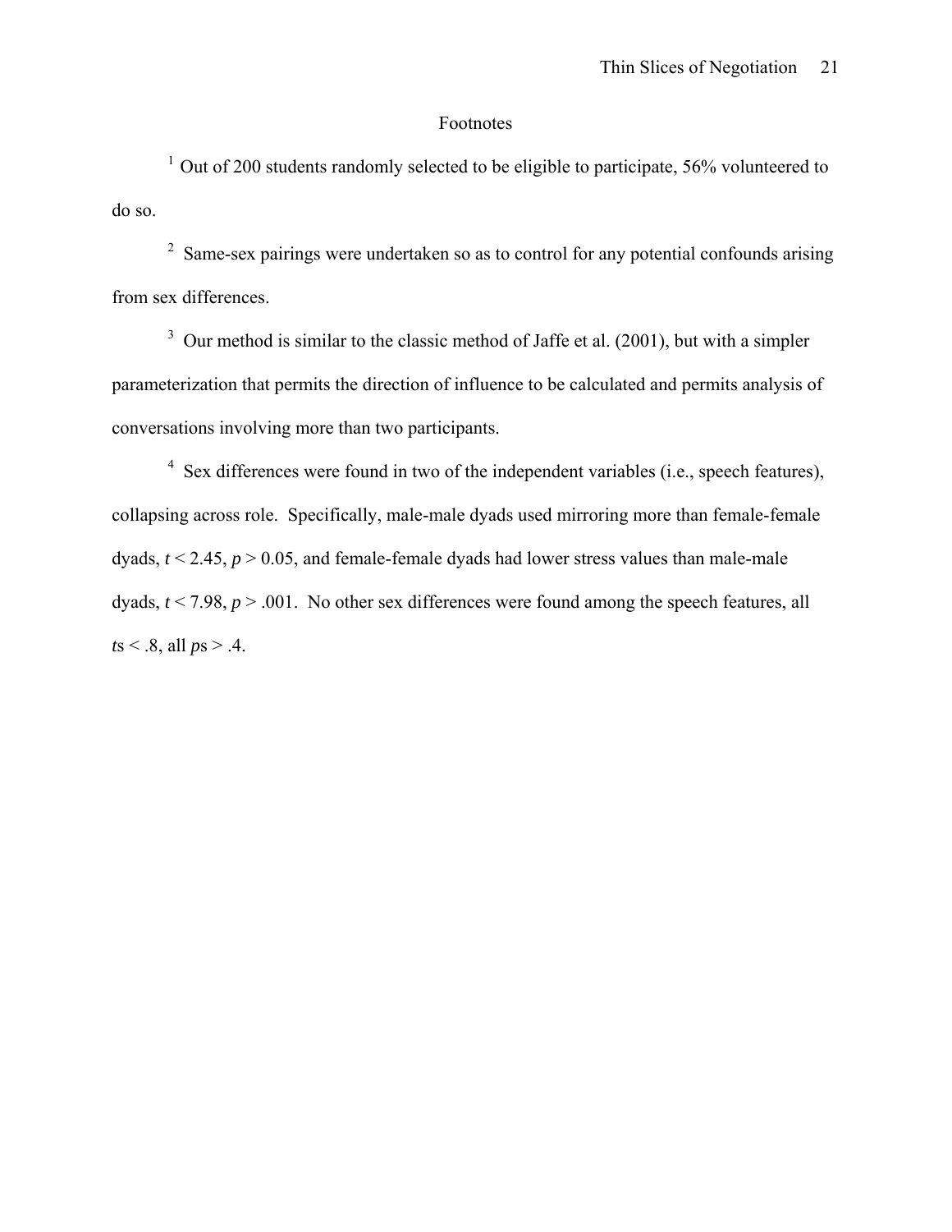# Footnotes

[1] Out of 200 students randomly selected to be eligible to participate, 56% volunteered to do so.

[2] Same-sex pairings were undertaken so as to control for any potential confounds arising from sex differences.

[3] Our method is similar to the classic method of Jaffe et al. (2001), but with a simpler parameterization that permits the direction of influence to be calculated and permits analysis of conversations involving more than two participants.

[4] Sex differences were found in two of the independent variables (i.e., speech features), collapsing across role. Specifically, male-male dyads used mirroring more than female-female dyads, $t < 2.45$, $p > 0.05$, and female-female dyads had lower stress values than male-male dyads, $t < 7.98$, $p > .001$. No other sex differences were found among the speech features, all $t$s $< .8$, all $p$s $> .4$.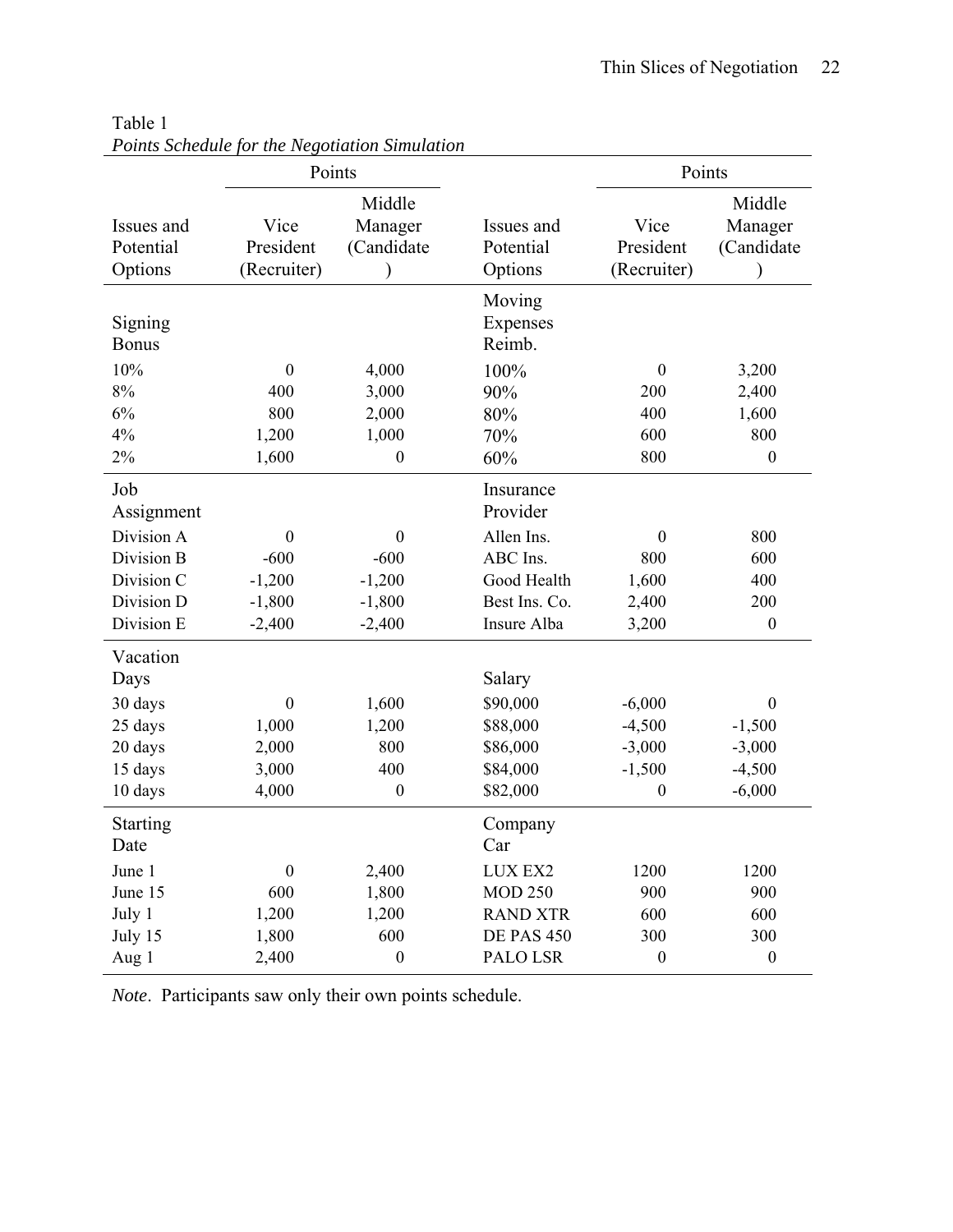Table 1

*Points Schedule for the Negotiation Simulation*

| | Points | | | Points | |
|---|---|---|---|---|---|
| Issues and Potential Options | Vice President (Recruiter) | Middle Manager (Candidate) | Issues and Potential Options | Vice President (Recruiter) | Middle Manager (Candidate) |
| Signing Bonus | | | Moving Expenses Reimb. | | |
| 10% | 0 | 4,000 | 100% | 0 | 3,200 |
| 8% | 400 | 3,000 | 90% | 200 | 2,400 |
| 6% | 800 | 2,000 | 80% | 400 | 1,600 |
| 4% | 1,200 | 1,000 | 70% | 600 | 800 |
| 2% | 1,600 | 0 | 60% | 800 | 0 |
| Job Assignment | | | Insurance Provider | | |
| Division A | 0 | 0 | Allen Ins. | 0 | 800 |
| Division B | -600 | -600 | ABC Ins. | 800 | 600 |
| Division C | -1,200 | -1,200 | Good Health | 1,600 | 400 |
| Division D | -1,800 | -1,800 | Best Ins. Co. | 2,400 | 200 |
| Division E | -2,400 | -2,400 | Insure Alba | 3,200 | 0 |
| Vacation Days | | | Salary | | |
| 30 days | 0 | 1,600 | $90,000 | -6,000 | 0 |
| 25 days | 1,000 | 1,200 | $88,000 | -4,500 | -1,500 |
| 20 days | 2,000 | 800 | $86,000 | -3,000 | -3,000 |
| 15 days | 3,000 | 400 | $84,000 | -1,500 | -4,500 |
| 10 days | 4,000 | 0 | $82,000 | 0 | -6,000 |
| Starting Date | | | Company Car | | |
| June 1 | 0 | 2,400 | LUX EX2 | 1200 | 1200 |
| June 15 | 600 | 1,800 | MOD 250 | 900 | 900 |
| July 1 | 1,200 | 1,200 | RAND XTR | 600 | 600 |
| July 15 | 1,800 | 600 | DE PAS 450 | 300 | 300 |
| Aug 1 | 2,400 | 0 | PALO LSR | 0 | 0 |

*Note*. Participants saw only their own points schedule.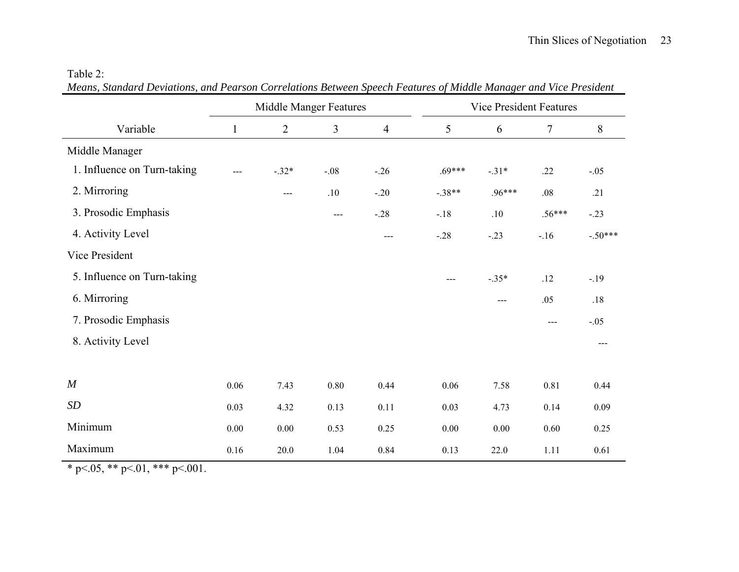Table 2:

*Means, Standard Deviations, and Pearson Correlations Between Speech Features of Middle Manager and Vice President*

| | Middle Manger Features | | | | Vice President Features | | | |
|---|---|---|---|---|---|---|---|---|
| Variable | 1 | 2 | 3 | 4 | 5 | 6 | 7 | 8 |
| Middle Manager | | | | | | | | |
| 1. Influence on Turn-taking | --- | -.32* | -.08 | -.26 | .69*** | -.31* | .22 | -.05 |
| 2. Mirroring | | --- | .10 | -.20 | -.38** | .96*** | .08 | .21 |
| 3. Prosodic Emphasis | | | --- | -.28 | -.18 | .10 | .56*** | -.23 |
| 4. Activity Level | | | | --- | -.28 | -.23 | -.16 | -.50*** |
| Vice President | | | | | | | | |
| 5. Influence on Turn-taking | | | | | --- | -.35* | .12 | -.19 |
| 6. Mirroring | | | | | | --- | .05 | .18 |
| 7. Prosodic Emphasis | | | | | | | --- | -.05 |
| 8. Activity Level | | | | | | | | --- |
| *M* | 0.06 | 7.43 | 0.80 | 0.44 | 0.06 | 7.58 | 0.81 | 0.44 |
| *SD* | 0.03 | 4.32 | 0.13 | 0.11 | 0.03 | 4.73 | 0.14 | 0.09 |
| Minimum | 0.00 | 0.00 | 0.53 | 0.25 | 0.00 | 0.00 | 0.60 | 0.25 |
| Maximum | 0.16 | 20.0 | 1.04 | 0.84 | 0.13 | 22.0 | 1.11 | 0.61 |

* p<.05, ** p<.01, *** p<.001.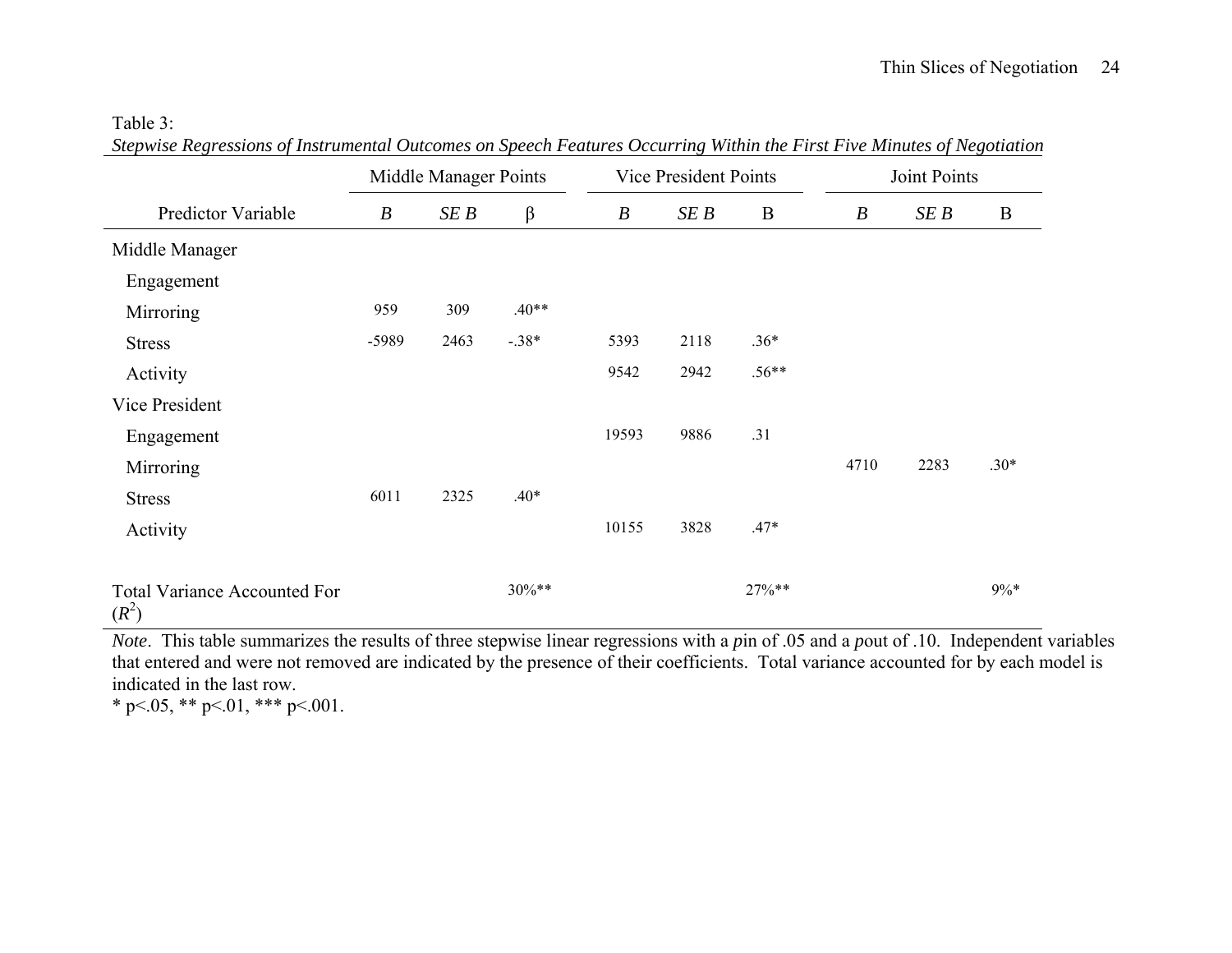Table 3:

*Stepwise Regressions of Instrumental Outcomes on Speech Features Occurring Within the First Five Minutes of Negotiation*

| | Middle Manager Points | | | Vice President Points | | | Joint Points | | |
|---|---|---|---|---|---|---|---|---|---|
| Predictor Variable | *B* | *SE B* | β | *B* | *SE B* | B | *B* | *SE B* | B |
| Middle Manager | | | | | | | | | |
| Engagement | | | | | | | | | |
| Mirroring | 959 | 309 | .40** | | | | | | |
| Stress | -5989 | 2463 | -.38* | 5393 | 2118 | .36* | | | |
| Activity | | | | 9542 | 2942 | .56** | | | |
| Vice President | | | | | | | | | |
| Engagement | | | | 19593 | 9886 | .31 | | | |
| Mirroring | | | | | | | 4710 | 2283 | .30* |
| Stress | 6011 | 2325 | .40* | | | | | | |
| Activity | | | | 10155 | 3828 | .47* | | | |
| Total Variance Accounted For ($R^2$) | | | 30%** | | | 27%** | | | 9%* |

*Note*. This table summarizes the results of three stepwise linear regressions with a *p*in of .05 and a *p*out of .10. Independent variables that entered and were not removed are indicated by the presence of their coefficients. Total variance accounted for by each model is indicated in the last row.

* p<.05, ** p<.01, *** p<.001.